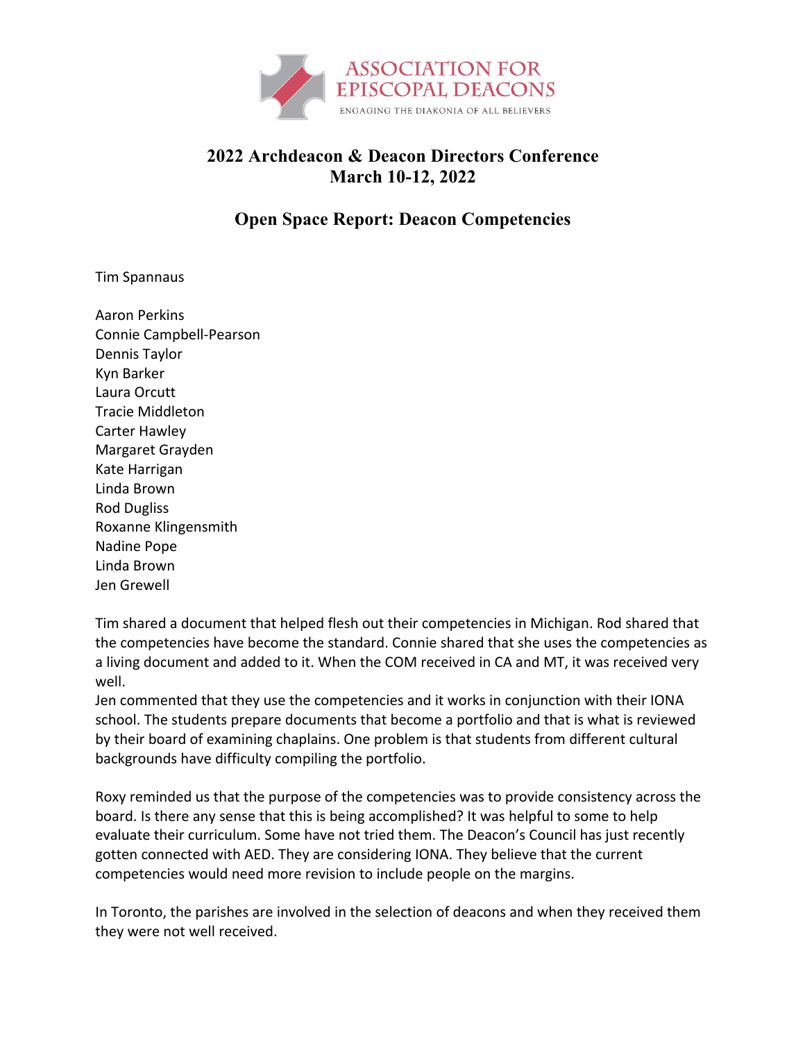ASSOCIATION FOR EPISCOPAL DEACONS

ENGAGING THE DIAKONIA OF ALL BELIEVERS

# 2022 Archdeacon & Deacon Directors Conference
# March 10-12, 2022

## Open Space Report: Deacon Competencies

Tim Spannaus

Aaron Perkins
Connie Campbell-Pearson
Dennis Taylor
Kyn Barker
Laura Orcutt
Tracie Middleton
Carter Hawley
Margaret Grayden
Kate Harrigan
Linda Brown
Rod Dugliss
Roxanne Klingensmith
Nadine Pope
Linda Brown
Jen Grewell

Tim shared a document that helped flesh out their competencies in Michigan. Rod shared that the competencies have become the standard. Connie shared that she uses the competencies as a living document and added to it. When the COM received in CA and MT, it was received very well.
Jen commented that they use the competencies and it works in conjunction with their IONA school. The students prepare documents that become a portfolio and that is what is reviewed by their board of examining chaplains. One problem is that students from different cultural backgrounds have difficulty compiling the portfolio.

Roxy reminded us that the purpose of the competencies was to provide consistency across the board. Is there any sense that this is being accomplished? It was helpful to some to help evaluate their curriculum. Some have not tried them. The Deacon's Council has just recently gotten connected with AED. They are considering IONA. They believe that the current competencies would need more revision to include people on the margins.

In Toronto, the parishes are involved in the selection of deacons and when they received them they were not well received.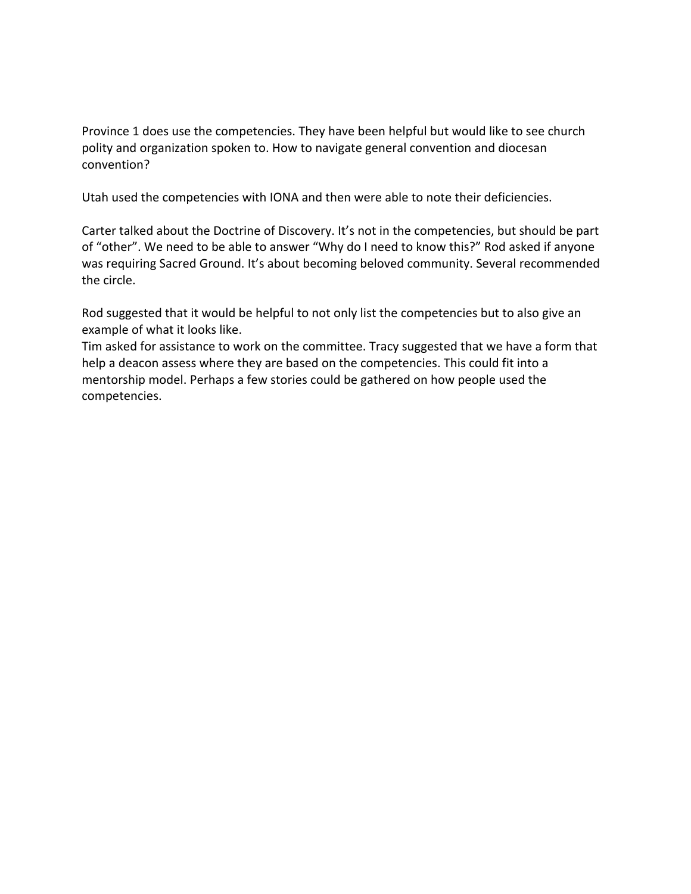Province 1 does use the competencies. They have been helpful but would like to see church polity and organization spoken to. How to navigate general convention and diocesan convention?

Utah used the competencies with IONA and then were able to note their deficiencies.

Carter talked about the Doctrine of Discovery. It's not in the competencies, but should be part of "other". We need to be able to answer "Why do I need to know this?" Rod asked if anyone was requiring Sacred Ground. It's about becoming beloved community. Several recommended the circle.

Rod suggested that it would be helpful to not only list the competencies but to also give an example of what it looks like.
Tim asked for assistance to work on the committee. Tracy suggested that we have a form that help a deacon assess where they are based on the competencies. This could fit into a mentorship model. Perhaps a few stories could be gathered on how people used the competencies.